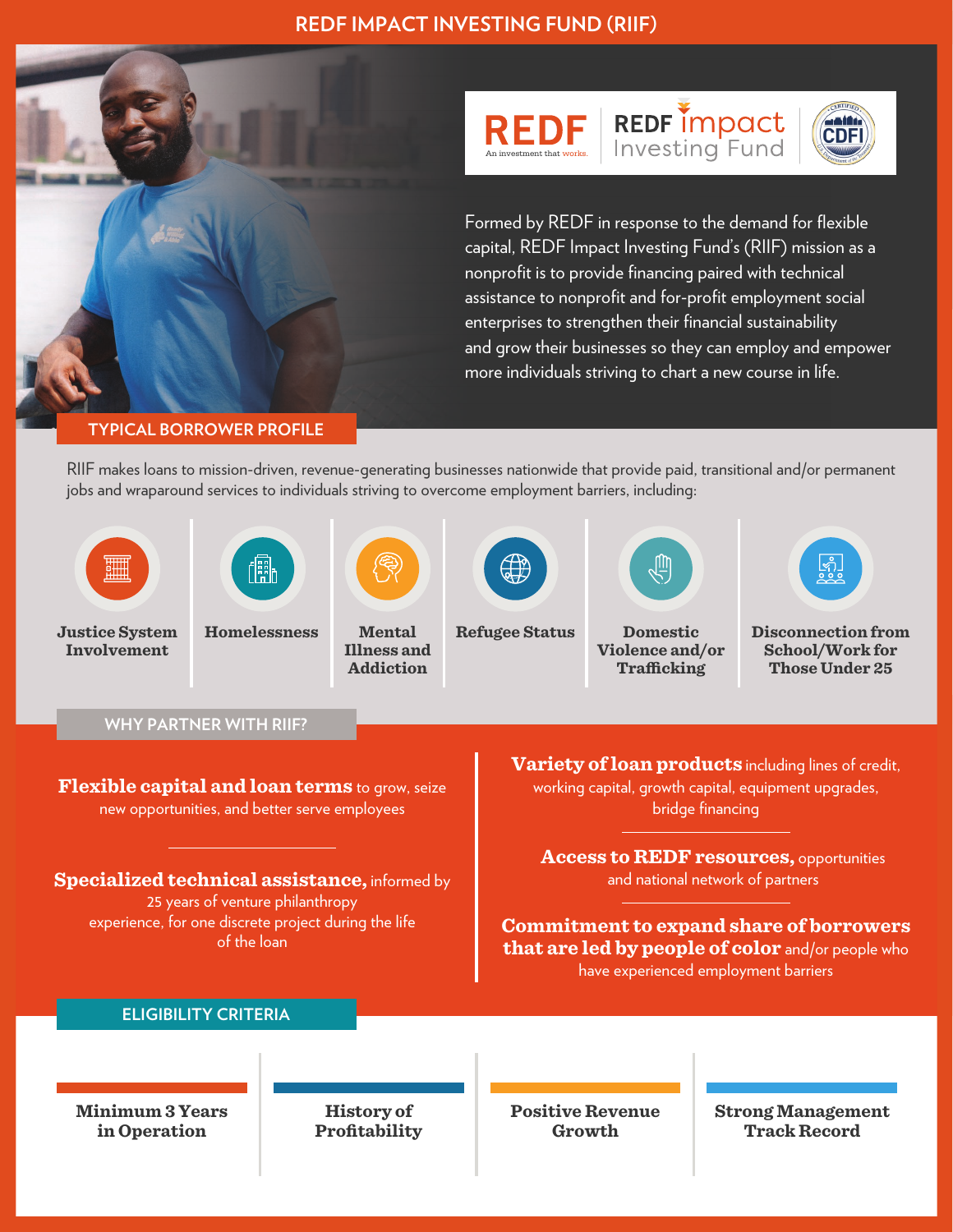# REDF IMPACT INVESTING FUND (RIIF)

REDF — An investment that works. | REDF impact Investing Fund | CERTIFIED CDFI

Formed by REDF in response to the demand for flexible capital, REDF Impact Investing Fund's (RIIF) mission as a nonprofit is to provide financing paired with technical assistance to nonprofit and for-profit employment social enterprises to strengthen their financial sustainability and grow their businesses so they can employ and empower more individuals striving to chart a new course in life.

## TYPICAL BORROWER PROFILE

RIIF makes loans to mission-driven, revenue-generating businesses nationwide that provide paid, transitional and/or permanent jobs and wraparound services to individuals striving to overcome employment barriers, including:

- **Justice System Involvement**
- **Homelessness**
- **Mental Illness and Addiction**
- **Refugee Status**
- **Domestic Violence and/or Trafficking**
- **Disconnection from School/Work for Those Under 25**

## WHY PARTNER WITH RIIF?

**Flexible capital and loan terms** to grow, seize new opportunities, and better serve employees

**Specialized technical assistance,** informed by 25 years of venture philanthropy experience, for one discrete project during the life of the loan

**Variety of loan products** including lines of credit, working capital, growth capital, equipment upgrades, bridge financing

**Access to REDF resources,** opportunities and national network of partners

**Commitment to expand share of borrowers that are led by people of color** and/or people who have experienced employment barriers

## ELIGIBILITY CRITERIA

- **Minimum 3 Years in Operation**
- **History of Profitability**
- **Positive Revenue Growth**
- **Strong Management Track Record**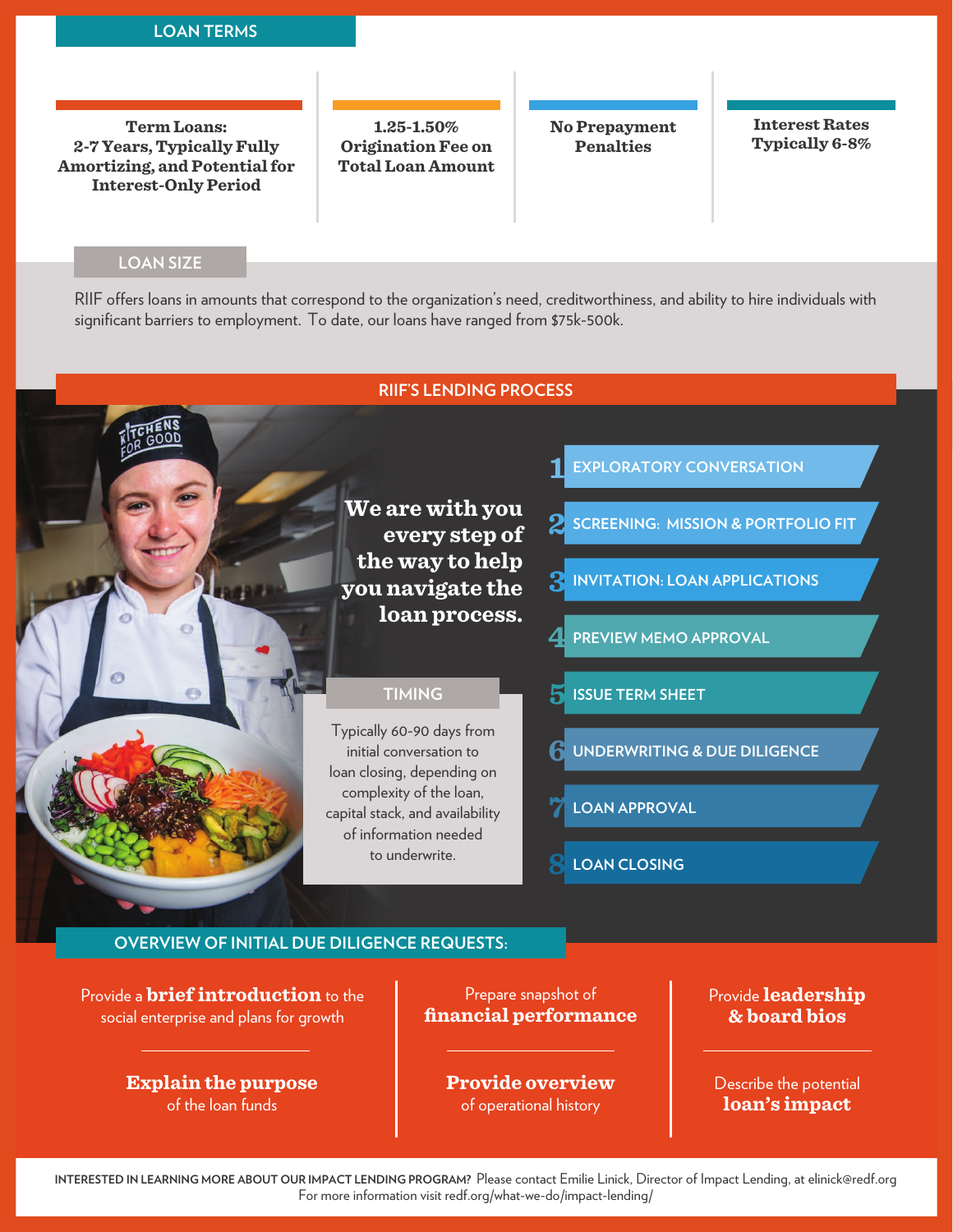## LOAN TERMS

**Term Loans:**
**2-7 Years, Typically Fully Amortizing, and Potential for Interest-Only Period**

**1.25-1.50% Origination Fee on Total Loan Amount**

**No Prepayment Penalties**

**Interest Rates Typically 6-8%**

## LOAN SIZE

RIIF offers loans in amounts that correspond to the organization's need, creditworthiness, and ability to hire individuals with significant barriers to employment. To date, our loans have ranged from $75k-500k.

## RIIF'S LENDING PROCESS

**We are with you every step of the way to help you navigate the loan process.**

1. EXPLORATORY CONVERSATION
2. SCREENING: MISSION & PORTFOLIO FIT
3. INVITATION: LOAN APPLICATIONS
4. PREVIEW MEMO APPROVAL
5. ISSUE TERM SHEET
6. UNDERWRITING & DUE DILIGENCE
7. LOAN APPROVAL
8. LOAN CLOSING

### TIMING

Typically 60-90 days from initial conversation to loan closing, depending on complexity of the loan, capital stack, and availability of information needed to underwrite.

## OVERVIEW OF INITIAL DUE DILIGENCE REQUESTS:

- Provide a **brief introduction** to the social enterprise and plans for growth
- **Explain the purpose** of the loan funds
- Prepare snapshot of **financial performance**
- **Provide overview** of operational history
- Provide **leadership & board bios**
- Describe the potential **loan's impact**

**INTERESTED IN LEARNING MORE ABOUT OUR IMPACT LENDING PROGRAM?** Please contact Emilie Linick, Director of Impact Lending, at elinick@redf.org
For more information visit redf.org/what-we-do/impact-lending/